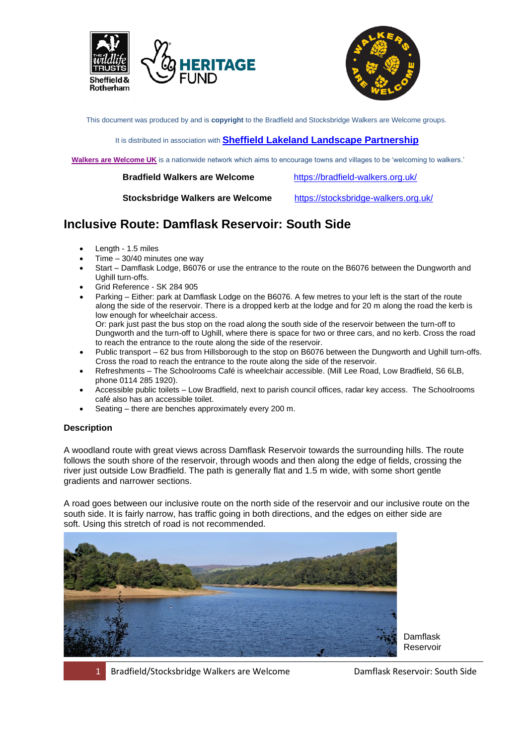This document was produced by and is **copyright** to the Bradfield and Stocksbridge Walkers are Welcome groups.

It is distributed in association with **Sheffield Lakeland Landscape Partnership**

**Walkers are Welcome UK** is a nationwide network which aims to encourage towns and villages to be 'welcoming to walkers.'

**Bradfield Walkers are Welcome** https://bradfield-walkers.org.uk/

**Stocksbridge Walkers are Welcome** https://stocksbridge-walkers.org.uk/

# Inclusive Route: Damflask Reservoir: South Side

- Length - 1.5 miles
- Time – 30/40 minutes one way
- Start – Damflask Lodge, B6076 or use the entrance to the route on the B6076 between the Dungworth and Ughill turn-offs.
- Grid Reference - SK 284 905
- Parking – Either: park at Damflask Lodge on the B6076. A few metres to your left is the start of the route along the side of the reservoir. There is a dropped kerb at the lodge and for 20 m along the road the kerb is low enough for wheelchair access.
  Or: park just past the bus stop on the road along the south side of the reservoir between the turn-off to Dungworth and the turn-off to Ughill, where there is space for two or three cars, and no kerb. Cross the road to reach the entrance to the route along the side of the reservoir.
- Public transport – 62 bus from Hillsborough to the stop on B6076 between the Dungworth and Ughill turn-offs. Cross the road to reach the entrance to the route along the side of the reservoir.
- Refreshments – The Schoolrooms Café is wheelchair accessible. (Mill Lee Road, Low Bradfield, S6 6LB, phone 0114 285 1920).
- Accessible public toilets – Low Bradfield, next to parish council offices, radar key access. The Schoolrooms café also has an accessible toilet.
- Seating – there are benches approximately every 200 m.

### Description

A woodland route with great views across Damflask Reservoir towards the surrounding hills. The route follows the south shore of the reservoir, through woods and then along the edge of fields, crossing the river just outside Low Bradfield. The path is generally flat and 1.5 m wide, with some short gentle gradients and narrower sections.

A road goes between our inclusive route on the north side of the reservoir and our inclusive route on the south side. It is fairly narrow, has traffic going in both directions, and the edges on either side are soft. Using this stretch of road is not recommended.

Damflask Reservoir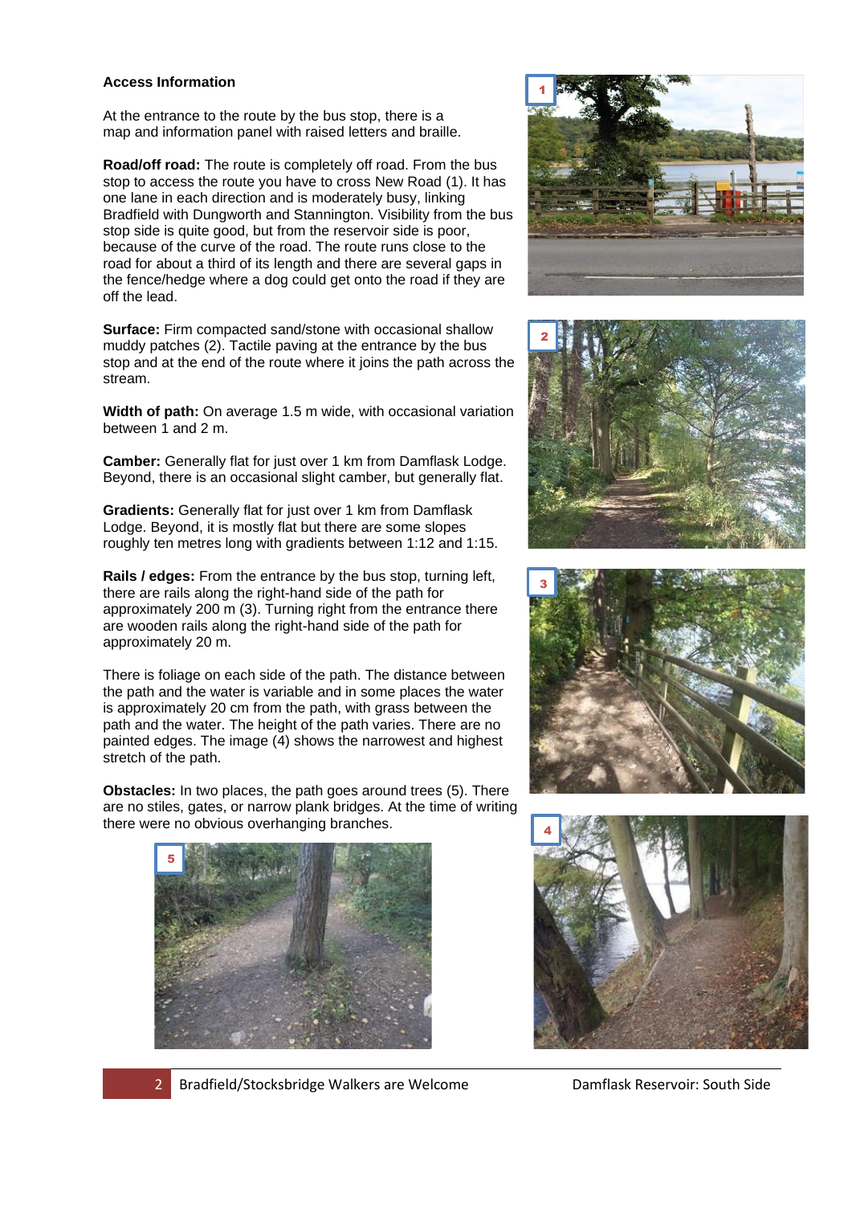## Access Information

At the entrance to the route by the bus stop, there is a map and information panel with raised letters and braille.

**Road/off road:** The route is completely off road. From the bus stop to access the route you have to cross New Road (1). It has one lane in each direction and is moderately busy, linking Bradfield with Dungworth and Stannington. Visibility from the bus stop side is quite good, but from the reservoir side is poor, because of the curve of the road. The route runs close to the road for about a third of its length and there are several gaps in the fence/hedge where a dog could get onto the road if they are off the lead.

**Surface:** Firm compacted sand/stone with occasional shallow muddy patches (2). Tactile paving at the entrance by the bus stop and at the end of the route where it joins the path across the stream.

**Width of path:** On average 1.5 m wide, with occasional variation between 1 and 2 m.

**Camber:** Generally flat for just over 1 km from Damflask Lodge. Beyond, there is an occasional slight camber, but generally flat.

**Gradients:** Generally flat for just over 1 km from Damflask Lodge. Beyond, it is mostly flat but there are some slopes roughly ten metres long with gradients between 1:12 and 1:15.

**Rails / edges:** From the entrance by the bus stop, turning left, there are rails along the right-hand side of the path for approximately 200 m (3). Turning right from the entrance there are wooden rails along the right-hand side of the path for approximately 20 m.

There is foliage on each side of the path. The distance between the path and the water is variable and in some places the water is approximately 20 cm from the path, with grass between the path and the water. The height of the path varies. There are no painted edges. The image (4) shows the narrowest and highest stretch of the path.

**Obstacles:** In two places, the path goes around trees (5). There are no stiles, gates, or narrow plank bridges. At the time of writing there were no obvious overhanging branches.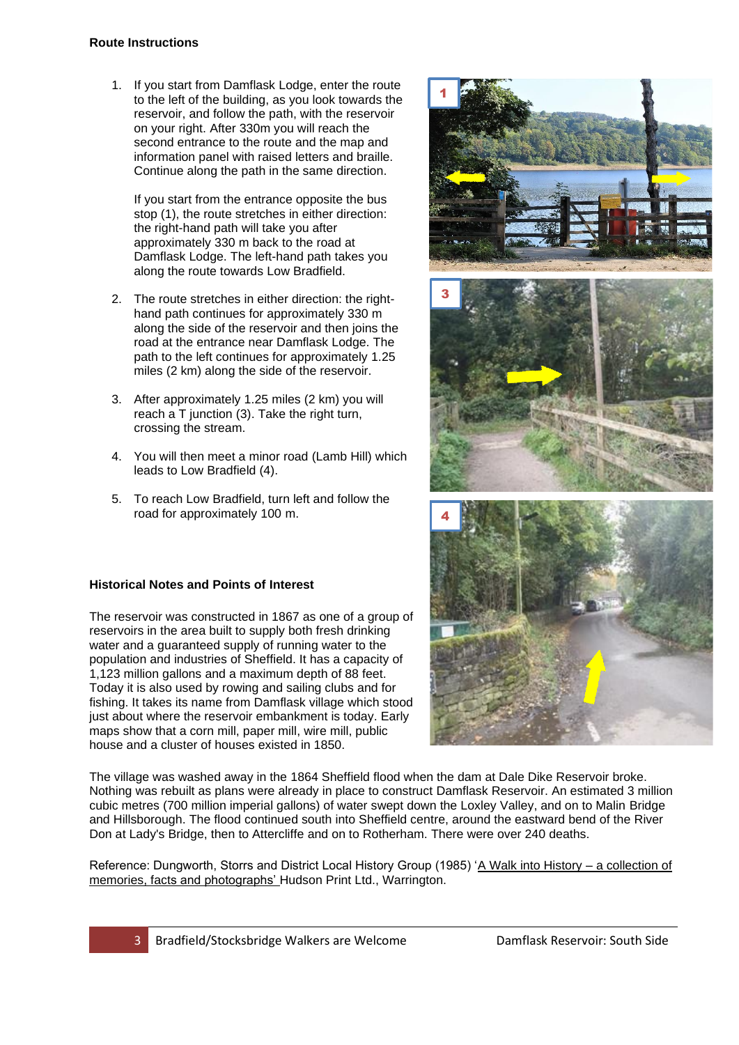**Route Instructions**

1. If you start from Damflask Lodge, enter the route to the left of the building, as you look towards the reservoir, and follow the path, with the reservoir on your right. After 330m you will reach the second entrance to the route and the map and information panel with raised letters and braille. Continue along the path in the same direction.

   If you start from the entrance opposite the bus stop (1), the route stretches in either direction: the right-hand path will take you after approximately 330 m back to the road at Damflask Lodge. The left-hand path takes you along the route towards Low Bradfield.

2. The route stretches in either direction: the right-hand path continues for approximately 330 m along the side of the reservoir and then joins the road at the entrance near Damflask Lodge. The path to the left continues for approximately 1.25 miles (2 km) along the side of the reservoir.

3. After approximately 1.25 miles (2 km) you will reach a T junction (3). Take the right turn, crossing the stream.

4. You will then meet a minor road (Lamb Hill) which leads to Low Bradfield (4).

5. To reach Low Bradfield, turn left and follow the road for approximately 100 m.

**Historical Notes and Points of Interest**

The reservoir was constructed in 1867 as one of a group of reservoirs in the area built to supply both fresh drinking water and a guaranteed supply of running water to the population and industries of Sheffield. It has a capacity of 1,123 million gallons and a maximum depth of 88 feet. Today it is also used by rowing and sailing clubs and for fishing. It takes its name from Damflask village which stood just about where the reservoir embankment is today. Early maps show that a corn mill, paper mill, wire mill, public house and a cluster of houses existed in 1850.

The village was washed away in the 1864 Sheffield flood when the dam at Dale Dike Reservoir broke. Nothing was rebuilt as plans were already in place to construct Damflask Reservoir. An estimated 3 million cubic metres (700 million imperial gallons) of water swept down the Loxley Valley, and on to Malin Bridge and Hillsborough. The flood continued south into Sheffield centre, around the eastward bend of the River Don at Lady's Bridge, then to Attercliffe and on to Rotherham. There were over 240 deaths.

Reference: Dungworth, Storrs and District Local History Group (1985) 'A Walk into History – a collection of memories, facts and photographs' Hudson Print Ltd., Warrington.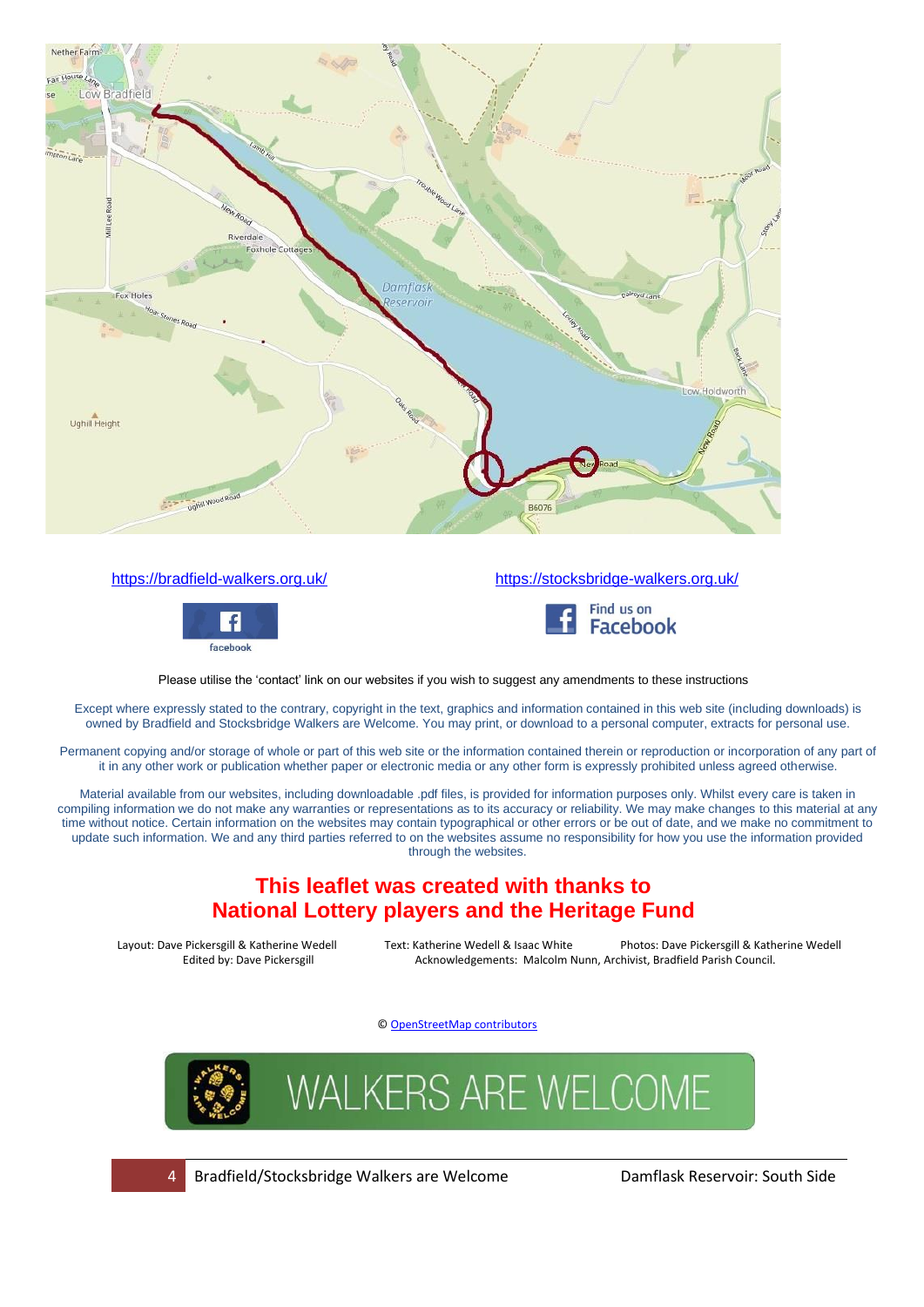https://bradfield-walkers.org.uk/

https://stocksbridge-walkers.org.uk/

facebook

Find us on Facebook

Please utilise the 'contact' link on our websites if you wish to suggest any amendments to these instructions

Except where expressly stated to the contrary, copyright in the text, graphics and information contained in this web site (including downloads) is owned by Bradfield and Stocksbridge Walkers are Welcome. You may print, or download to a personal computer, extracts for personal use.

Permanent copying and/or storage of whole or part of this web site or the information contained therein or reproduction or incorporation of any part of it in any other work or publication whether paper or electronic media or any other form is expressly prohibited unless agreed otherwise.

Material available from our websites, including downloadable .pdf files, is provided for information purposes only. Whilst every care is taken in compiling information we do not make any warranties or representations as to its accuracy or reliability. We may make changes to this material at any time without notice. Certain information on the websites may contain typographical or other errors or be out of date, and we make no commitment to update such information. We and any third parties referred to on the websites assume no responsibility for how you use the information provided through the websites.

## This leaflet was created with thanks to National Lottery players and the Heritage Fund

Layout: Dave Pickersgill & Katherine Wedell
Edited by: Dave Pickersgill

Text: Katherine Wedell & Isaac White
Acknowledgements: Malcolm Nunn, Archivist, Bradfield Parish Council.

Photos: Dave Pickersgill & Katherine Wedell

© OpenStreetMap contributors

WALKERS ARE WELCOME